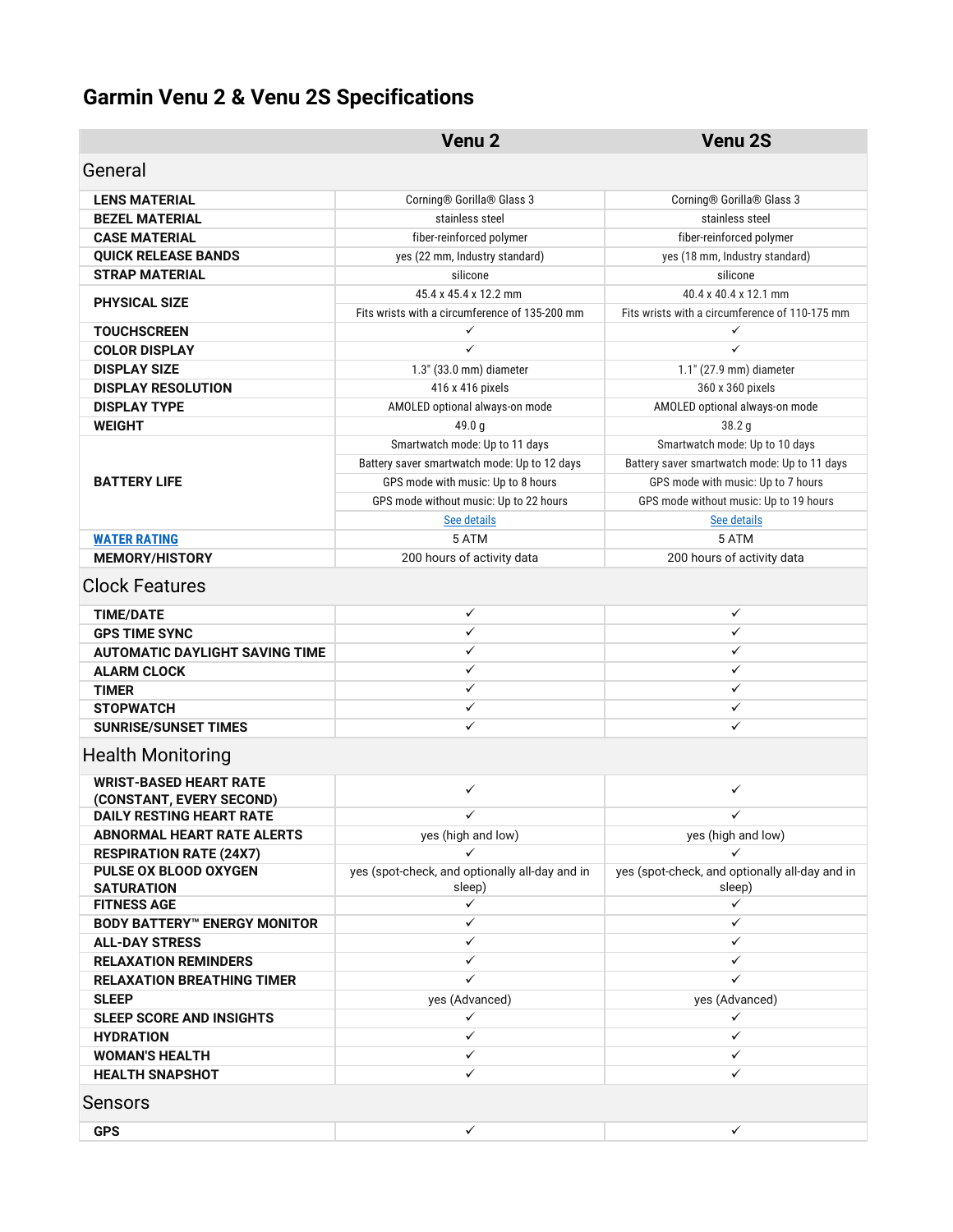# Garmin Venu 2 & Venu 2S Specifications

| | Venu 2 | Venu 2S |
|---|---|---|
| **General** | | |
| **LENS MATERIAL** | Corning® Gorilla® Glass 3 | Corning® Gorilla® Glass 3 |
| **BEZEL MATERIAL** | stainless steel | stainless steel |
| **CASE MATERIAL** | fiber-reinforced polymer | fiber-reinforced polymer |
| **QUICK RELEASE BANDS** | yes (22 mm, Industry standard) | yes (18 mm, Industry standard) |
| **STRAP MATERIAL** | silicone | silicone |
| **PHYSICAL SIZE** | 45.4 x 45.4 x 12.2 mm | 40.4 x 40.4 x 12.1 mm |
| | Fits wrists with a circumference of 135-200 mm | Fits wrists with a circumference of 110-175 mm |
| **TOUCHSCREEN** | ✓ | ✓ |
| **COLOR DISPLAY** | ✓ | ✓ |
| **DISPLAY SIZE** | 1.3" (33.0 mm) diameter | 1.1" (27.9 mm) diameter |
| **DISPLAY RESOLUTION** | 416 x 416 pixels | 360 x 360 pixels |
| **DISPLAY TYPE** | AMOLED optional always-on mode | AMOLED optional always-on mode |
| **WEIGHT** | 49.0 g | 38.2 g |
| **BATTERY LIFE** | Smartwatch mode: Up to 11 days | Smartwatch mode: Up to 10 days |
| | Battery saver smartwatch mode: Up to 12 days | Battery saver smartwatch mode: Up to 11 days |
| | GPS mode with music: Up to 8 hours | GPS mode with music: Up to 7 hours |
| | GPS mode without music: Up to 22 hours | GPS mode without music: Up to 19 hours |
| | See details | See details |
| **WATER RATING** | 5 ATM | 5 ATM |
| **MEMORY/HISTORY** | 200 hours of activity data | 200 hours of activity data |
| **Clock Features** | | |
| **TIME/DATE** | ✓ | ✓ |
| **GPS TIME SYNC** | ✓ | ✓ |
| **AUTOMATIC DAYLIGHT SAVING TIME** | ✓ | ✓ |
| **ALARM CLOCK** | ✓ | ✓ |
| **TIMER** | ✓ | ✓ |
| **STOPWATCH** | ✓ | ✓ |
| **SUNRISE/SUNSET TIMES** | ✓ | ✓ |
| **Health Monitoring** | | |
| **WRIST-BASED HEART RATE (CONSTANT, EVERY SECOND)** | ✓ | ✓ |
| **DAILY RESTING HEART RATE** | ✓ | ✓ |
| **ABNORMAL HEART RATE ALERTS** | yes (high and low) | yes (high and low) |
| **RESPIRATION RATE (24X7)** | ✓ | ✓ |
| **PULSE OX BLOOD OXYGEN SATURATION** | yes (spot-check, and optionally all-day and in sleep) | yes (spot-check, and optionally all-day and in sleep) |
| **FITNESS AGE** | ✓ | ✓ |
| **BODY BATTERY™ ENERGY MONITOR** | ✓ | ✓ |
| **ALL-DAY STRESS** | ✓ | ✓ |
| **RELAXATION REMINDERS** | ✓ | ✓ |
| **RELAXATION BREATHING TIMER** | ✓ | ✓ |
| **SLEEP** | yes (Advanced) | yes (Advanced) |
| **SLEEP SCORE AND INSIGHTS** | ✓ | ✓ |
| **HYDRATION** | ✓ | ✓ |
| **WOMAN'S HEALTH** | ✓ | ✓ |
| **HEALTH SNAPSHOT** | ✓ | ✓ |
| **Sensors** | | |
| **GPS** | ✓ | ✓ |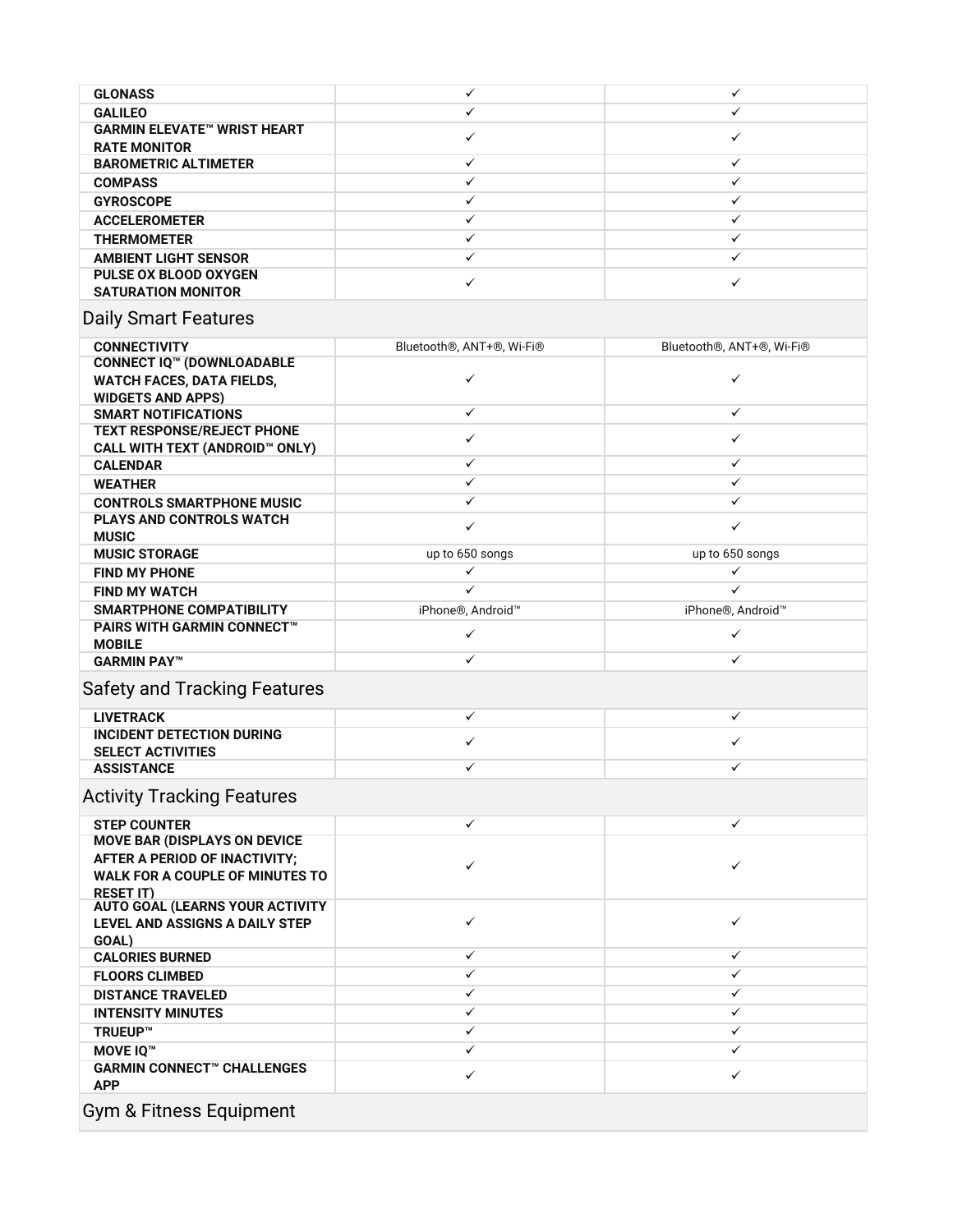| | | |
|---|---|---|
| **GLONASS** | ✓ | ✓ |
| **GALILEO** | ✓ | ✓ |
| **GARMIN ELEVATE™ WRIST HEART RATE MONITOR** | ✓ | ✓ |
| **BAROMETRIC ALTIMETER** | ✓ | ✓ |
| **COMPASS** | ✓ | ✓ |
| **GYROSCOPE** | ✓ | ✓ |
| **ACCELEROMETER** | ✓ | ✓ |
| **THERMOMETER** | ✓ | ✓ |
| **AMBIENT LIGHT SENSOR** | ✓ | ✓ |
| **PULSE OX BLOOD OXYGEN SATURATION MONITOR** | ✓ | ✓ |

## Daily Smart Features

| | | |
|---|---|---|
| **CONNECTIVITY** | Bluetooth®, ANT+®, Wi-Fi® | Bluetooth®, ANT+®, Wi-Fi® |
| **CONNECT IQ™ (DOWNLOADABLE WATCH FACES, DATA FIELDS, WIDGETS AND APPS)** | ✓ | ✓ |
| **SMART NOTIFICATIONS** | ✓ | ✓ |
| **TEXT RESPONSE/REJECT PHONE CALL WITH TEXT (ANDROID™ ONLY)** | ✓ | ✓ |
| **CALENDAR** | ✓ | ✓ |
| **WEATHER** | ✓ | ✓ |
| **CONTROLS SMARTPHONE MUSIC** | ✓ | ✓ |
| **PLAYS AND CONTROLS WATCH MUSIC** | ✓ | ✓ |
| **MUSIC STORAGE** | up to 650 songs | up to 650 songs |
| **FIND MY PHONE** | ✓ | ✓ |
| **FIND MY WATCH** | ✓ | ✓ |
| **SMARTPHONE COMPATIBILITY** | iPhone®, Android™ | iPhone®, Android™ |
| **PAIRS WITH GARMIN CONNECT™ MOBILE** | ✓ | ✓ |
| **GARMIN PAY™** | ✓ | ✓ |

## Safety and Tracking Features

| | | |
|---|---|---|
| **LIVETRACK** | ✓ | ✓ |
| **INCIDENT DETECTION DURING SELECT ACTIVITIES** | ✓ | ✓ |
| **ASSISTANCE** | ✓ | ✓ |

## Activity Tracking Features

| | | |
|---|---|---|
| **STEP COUNTER** | ✓ | ✓ |
| **MOVE BAR (DISPLAYS ON DEVICE AFTER A PERIOD OF INACTIVITY; WALK FOR A COUPLE OF MINUTES TO RESET IT)** | ✓ | ✓ |
| **AUTO GOAL (LEARNS YOUR ACTIVITY LEVEL AND ASSIGNS A DAILY STEP GOAL)** | ✓ | ✓ |
| **CALORIES BURNED** | ✓ | ✓ |
| **FLOORS CLIMBED** | ✓ | ✓ |
| **DISTANCE TRAVELED** | ✓ | ✓ |
| **INTENSITY MINUTES** | ✓ | ✓ |
| **TRUEUP™** | ✓ | ✓ |
| **MOVE IQ™** | ✓ | ✓ |
| **GARMIN CONNECT™ CHALLENGES APP** | ✓ | ✓ |

## Gym & Fitness Equipment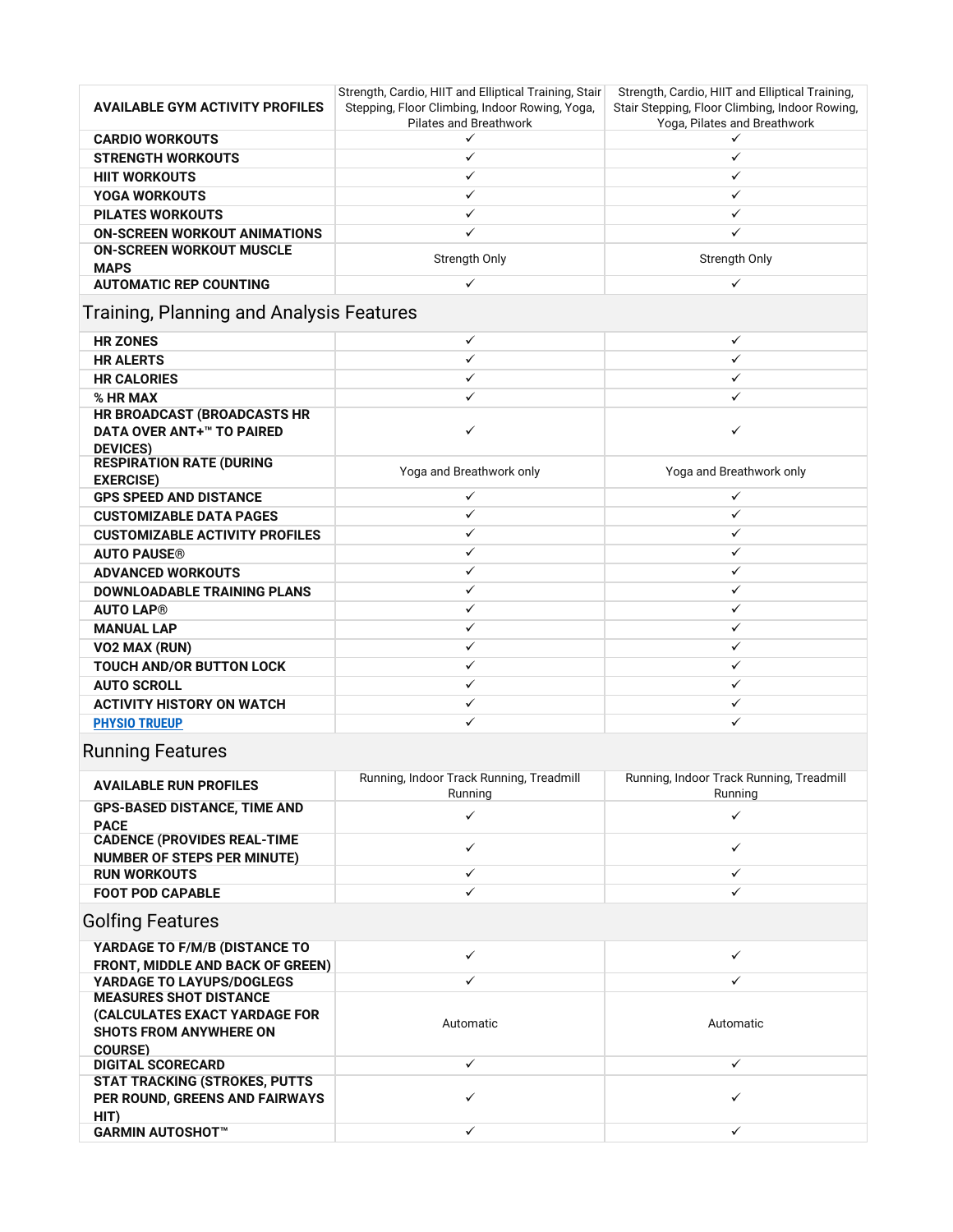| AVAILABLE GYM ACTIVITY PROFILES | Strength, Cardio, HIIT and Elliptical Training, Stair Stepping, Floor Climbing, Indoor Rowing, Yoga, Pilates and Breathwork | Strength, Cardio, HIIT and Elliptical Training, Stair Stepping, Floor Climbing, Indoor Rowing, Yoga, Pilates and Breathwork |
|---|---|---|
| CARDIO WORKOUTS | ✓ | ✓ |
| STRENGTH WORKOUTS | ✓ | ✓ |
| HIIT WORKOUTS | ✓ | ✓ |
| YOGA WORKOUTS | ✓ | ✓ |
| PILATES WORKOUTS | ✓ | ✓ |
| ON-SCREEN WORKOUT ANIMATIONS | ✓ | ✓ |
| ON-SCREEN WORKOUT MUSCLE MAPS | Strength Only | Strength Only |
| AUTOMATIC REP COUNTING | ✓ | ✓ |

## Training, Planning and Analysis Features

| | | |
|---|---|---|
| HR ZONES | ✓ | ✓ |
| HR ALERTS | ✓ | ✓ |
| HR CALORIES | ✓ | ✓ |
| % HR MAX | ✓ | ✓ |
| HR BROADCAST (BROADCASTS HR DATA OVER ANT+™ TO PAIRED DEVICES) | ✓ | ✓ |
| RESPIRATION RATE (DURING EXERCISE) | Yoga and Breathwork only | Yoga and Breathwork only |
| GPS SPEED AND DISTANCE | ✓ | ✓ |
| CUSTOMIZABLE DATA PAGES | ✓ | ✓ |
| CUSTOMIZABLE ACTIVITY PROFILES | ✓ | ✓ |
| AUTO PAUSE® | ✓ | ✓ |
| ADVANCED WORKOUTS | ✓ | ✓ |
| DOWNLOADABLE TRAINING PLANS | ✓ | ✓ |
| AUTO LAP® | ✓ | ✓ |
| MANUAL LAP | ✓ | ✓ |
| VO2 MAX (RUN) | ✓ | ✓ |
| TOUCH AND/OR BUTTON LOCK | ✓ | ✓ |
| AUTO SCROLL | ✓ | ✓ |
| ACTIVITY HISTORY ON WATCH | ✓ | ✓ |
| PHYSIO TRUEUP | ✓ | ✓ |

## Running Features

| | | |
|---|---|---|
| AVAILABLE RUN PROFILES | Running, Indoor Track Running, Treadmill Running | Running, Indoor Track Running, Treadmill Running |
| GPS-BASED DISTANCE, TIME AND PACE | ✓ | ✓ |
| CADENCE (PROVIDES REAL-TIME NUMBER OF STEPS PER MINUTE) | ✓ | ✓ |
| RUN WORKOUTS | ✓ | ✓ |
| FOOT POD CAPABLE | ✓ | ✓ |

## Golfing Features

| | | |
|---|---|---|
| YARDAGE TO F/M/B (DISTANCE TO FRONT, MIDDLE AND BACK OF GREEN) | ✓ | ✓ |
| YARDAGE TO LAYUPS/DOGLEGS | ✓ | ✓ |
| MEASURES SHOT DISTANCE (CALCULATES EXACT YARDAGE FOR SHOTS FROM ANYWHERE ON COURSE) | Automatic | Automatic |
| DIGITAL SCORECARD | ✓ | ✓ |
| STAT TRACKING (STROKES, PUTTS PER ROUND, GREENS AND FAIRWAYS HIT) | ✓ | ✓ |
| GARMIN AUTOSHOT™ | ✓ | ✓ |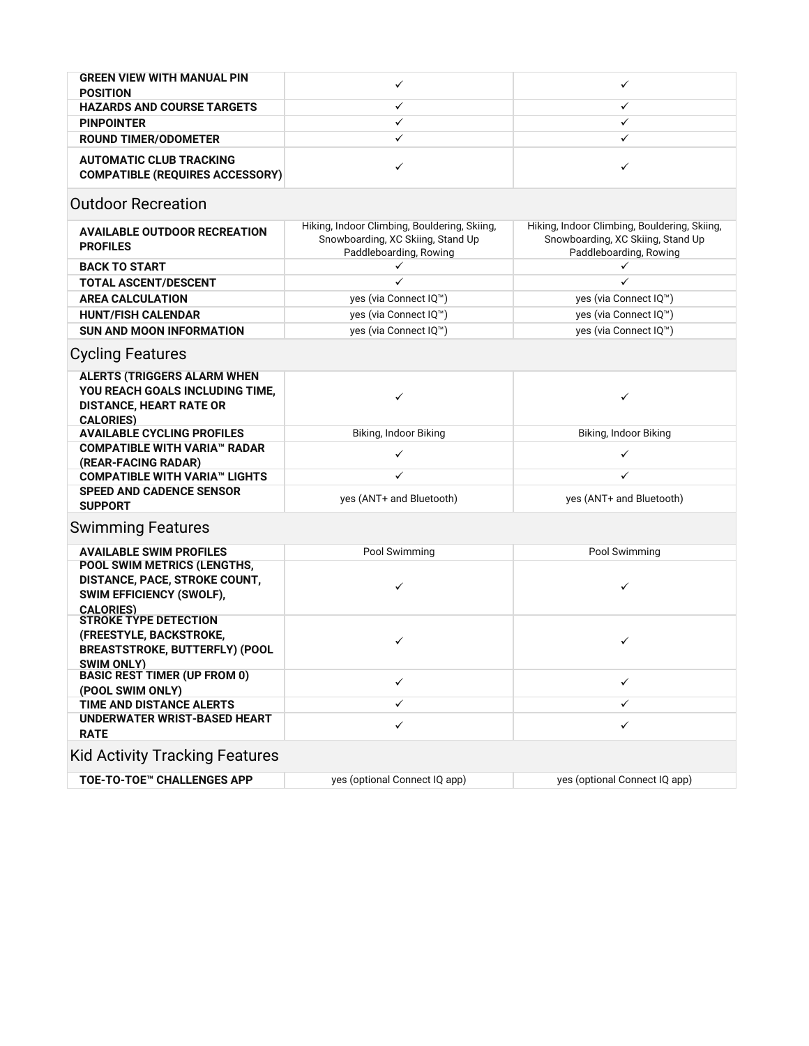| | | |
|---|---|---|
| **GREEN VIEW WITH MANUAL PIN POSITION** | ✓ | ✓ |
| **HAZARDS AND COURSE TARGETS** | ✓ | ✓ |
| **PINPOINTER** | ✓ | ✓ |
| **ROUND TIMER/ODOMETER** | ✓ | ✓ |
| **AUTOMATIC CLUB TRACKING COMPATIBLE (REQUIRES ACCESSORY)** | ✓ | ✓ |

## Outdoor Recreation

| | | |
|---|---|---|
| **AVAILABLE OUTDOOR RECREATION PROFILES** | Hiking, Indoor Climbing, Bouldering, Skiing, Snowboarding, XC Skiing, Stand Up Paddleboarding, Rowing | Hiking, Indoor Climbing, Bouldering, Skiing, Snowboarding, XC Skiing, Stand Up Paddleboarding, Rowing |
| **BACK TO START** | ✓ | ✓ |
| **TOTAL ASCENT/DESCENT** | ✓ | ✓ |
| **AREA CALCULATION** | yes (via Connect IQ™) | yes (via Connect IQ™) |
| **HUNT/FISH CALENDAR** | yes (via Connect IQ™) | yes (via Connect IQ™) |
| **SUN AND MOON INFORMATION** | yes (via Connect IQ™) | yes (via Connect IQ™) |

## Cycling Features

| | | |
|---|---|---|
| **ALERTS (TRIGGERS ALARM WHEN YOU REACH GOALS INCLUDING TIME, DISTANCE, HEART RATE OR CALORIES)** | ✓ | ✓ |
| **AVAILABLE CYCLING PROFILES** | Biking, Indoor Biking | Biking, Indoor Biking |
| **COMPATIBLE WITH VARIA™ RADAR (REAR-FACING RADAR)** | ✓ | ✓ |
| **COMPATIBLE WITH VARIA™ LIGHTS** | ✓ | ✓ |
| **SPEED AND CADENCE SENSOR SUPPORT** | yes (ANT+ and Bluetooth) | yes (ANT+ and Bluetooth) |

## Swimming Features

| | | |
|---|---|---|
| **AVAILABLE SWIM PROFILES** | Pool Swimming | Pool Swimming |
| **POOL SWIM METRICS (LENGTHS, DISTANCE, PACE, STROKE COUNT, SWIM EFFICIENCY (SWOLF), CALORIES)** | ✓ | ✓ |
| **STROKE TYPE DETECTION (FREESTYLE, BACKSTROKE, BREASTSTROKE, BUTTERFLY) (POOL SWIM ONLY)** | ✓ | ✓ |
| **BASIC REST TIMER (UP FROM 0) (POOL SWIM ONLY)** | ✓ | ✓ |
| **TIME AND DISTANCE ALERTS** | ✓ | ✓ |
| **UNDERWATER WRIST-BASED HEART RATE** | ✓ | ✓ |

## Kid Activity Tracking Features

| | | |
|---|---|---|
| **TOE-TO-TOE™ CHALLENGES APP** | yes (optional Connect IQ app) | yes (optional Connect IQ app) |